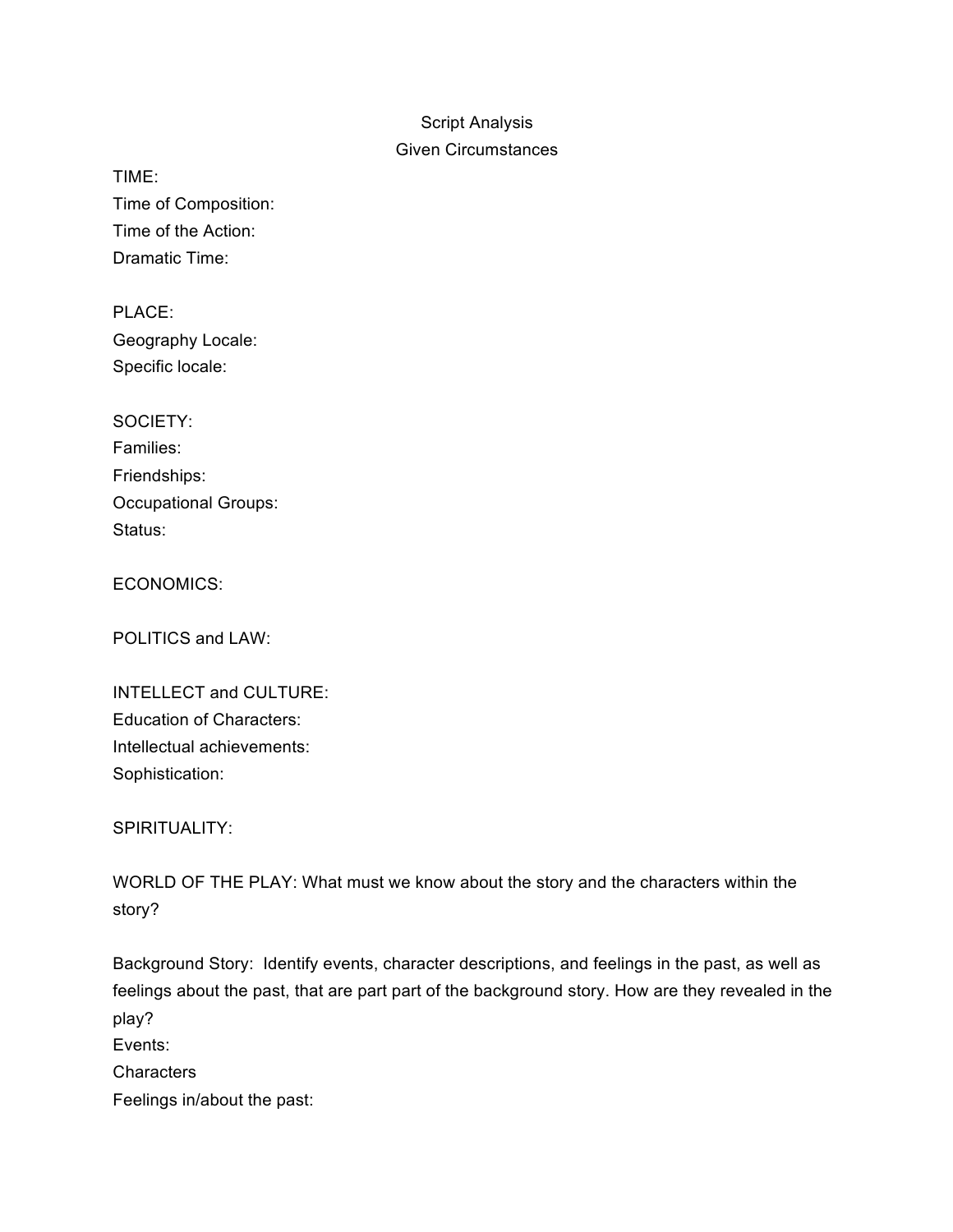# Script Analysis

## Given Circumstances

TIME:
Time of Composition:
Time of the Action:
Dramatic Time:

PLACE:
Geography Locale:
Specific locale:

SOCIETY:
Families:
Friendships:
Occupational Groups:
Status:

ECONOMICS:

POLITICS and LAW:

INTELLECT and CULTURE:
Education of Characters:
Intellectual achievements:
Sophistication:

SPIRITUALITY:

WORLD OF THE PLAY: What must we know about the story and the characters within the story?

Background Story: Identify events, character descriptions, and feelings in the past, as well as feelings about the past, that are part part of the background story. How are they revealed in the play?
Events:
Characters
Feelings in/about the past: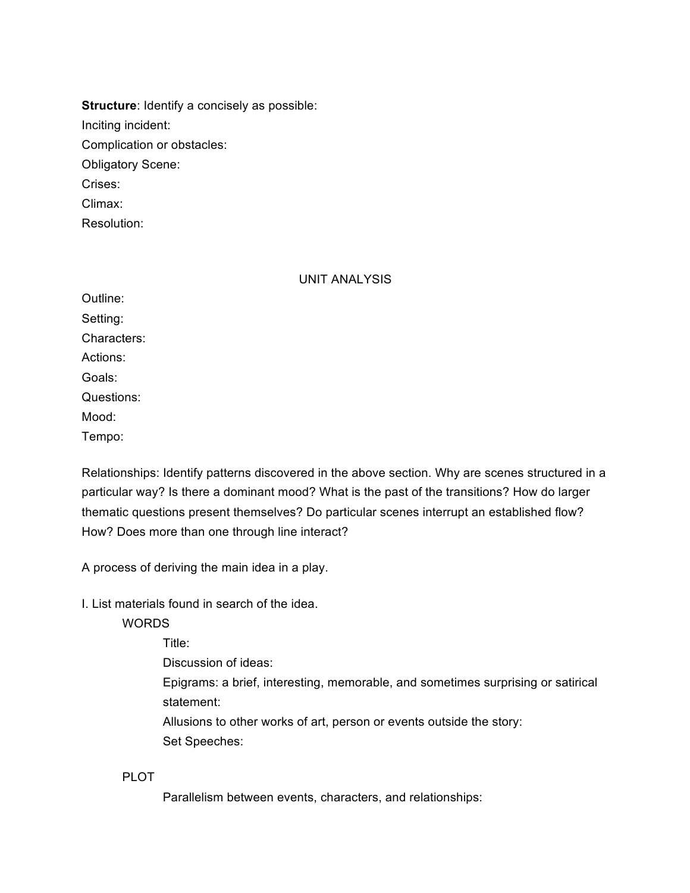**Structure**: Identify a concisely as possible:

Inciting incident:

Complication or obstacles:

Obligatory Scene:

Crises:

Climax:

Resolution:

## UNIT ANALYSIS

Outline:

Setting:

Characters:

Actions:

Goals:

Questions:

Mood:

Tempo:

Relationships: Identify patterns discovered in the above section. Why are scenes structured in a particular way? Is there a dominant mood? What is the past of the transitions? How do larger thematic questions present themselves? Do particular scenes interrupt an established flow? How? Does more than one through line interact?

A process of deriving the main idea in a play.

I. List materials found in search of the idea.

- WORDS
  - Title:
  - Discussion of ideas:
  - Epigrams: a brief, interesting, memorable, and sometimes surprising or satirical statement:
  - Allusions to other works of art, person or events outside the story:
  - Set Speeches:

- PLOT
  - Parallelism between events, characters, and relationships: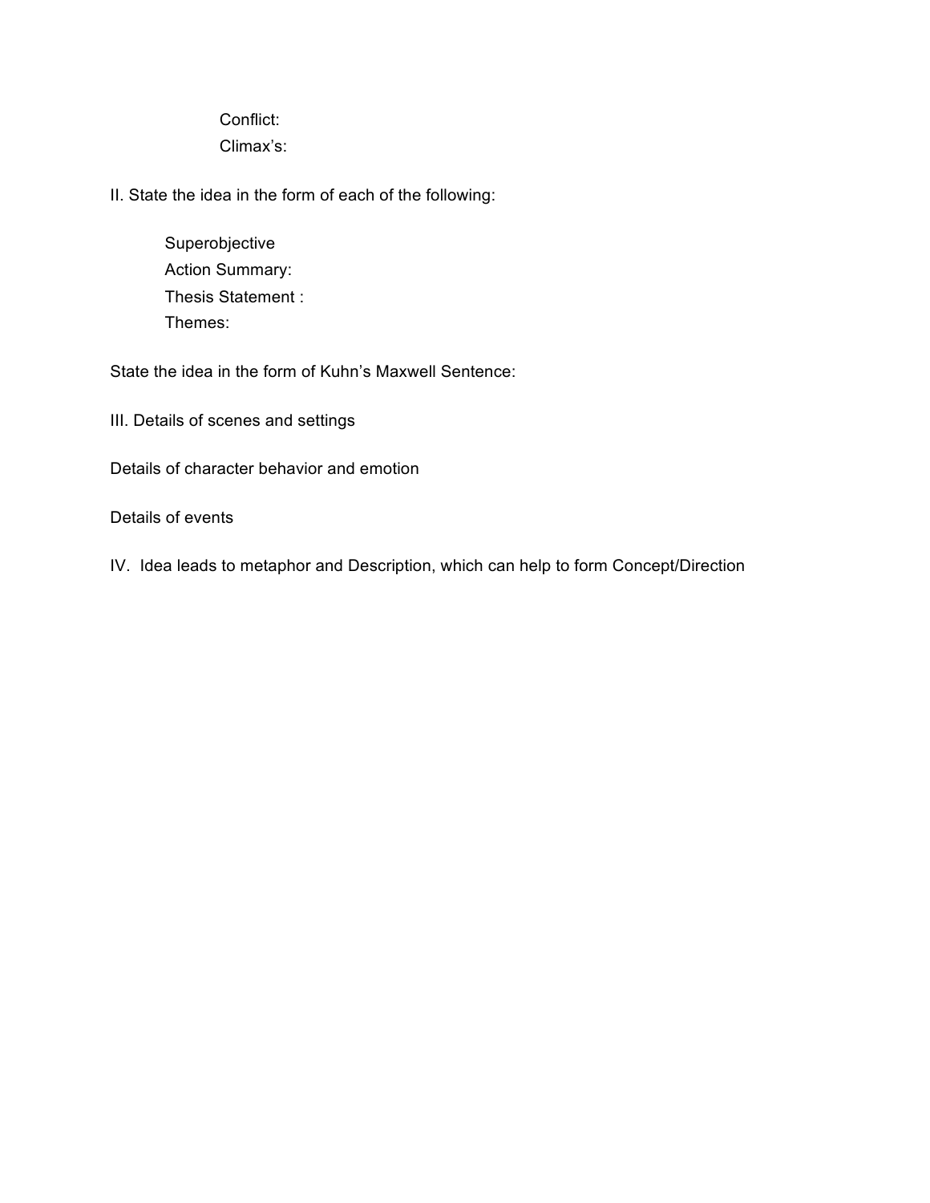Conflict:
Climax's:

II. State the idea in the form of each of the following:

Superobjective
Action Summary:
Thesis Statement :
Themes:

State the idea in the form of Kuhn's Maxwell Sentence:

III. Details of scenes and settings

Details of character behavior and emotion

Details of events

IV. Idea leads to metaphor and Description, which can help to form Concept/Direction